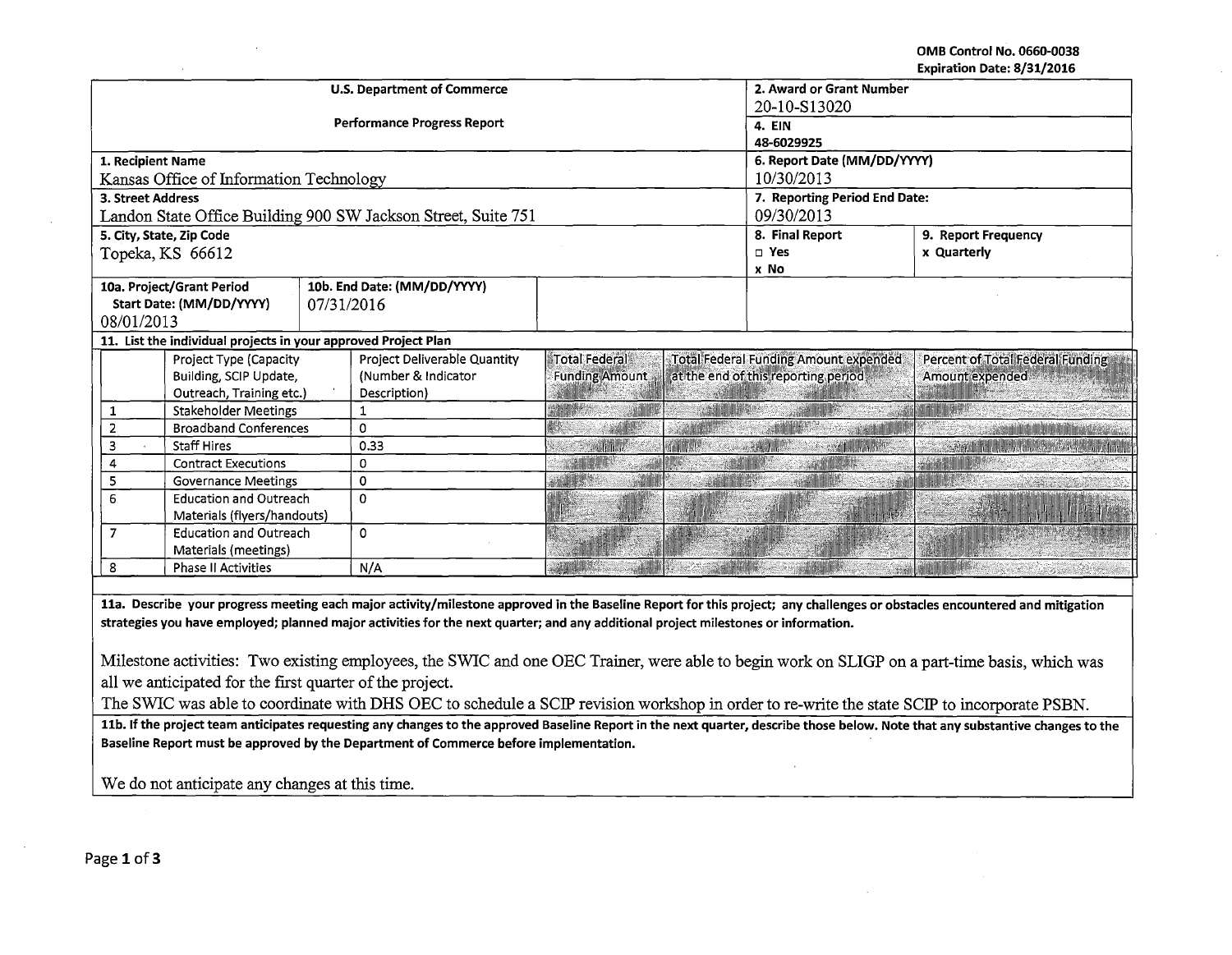OMB Control No. 0660-0038
Expiration Date: 8/31/2016

| U.S. Department of Commerce<br>Performance Progress Report | 2. Award or Grant Number<br>20-10-S13020<br>4. EIN<br>48-6029925 | |
|---|---|---|
| 1. Recipient Name<br>Kansas Office of Information Technology | 6. Report Date (MM/DD/YYYY)<br>10/30/2013 | |
| 3. Street Address<br>Landon State Office Building 900 SW Jackson Street, Suite 751 | 7. Reporting Period End Date:<br>09/30/2013 | |
| 5. City, State, Zip Code<br>Topeka, KS 66612 | 8. Final Report<br>□ Yes<br>x No | 9. Report Frequency<br>x Quarterly |
| 10a. Project/Grant Period Start Date: (MM/DD/YYYY)<br>08/01/2013 | 10b. End Date: (MM/DD/YYYY)<br>07/31/2016 | |

**11. List the individual projects in your approved Project Plan**

| | Project Type (Capacity Building, SCIP Update, Outreach, Training etc.) | Project Deliverable Quantity (Number & Indicator Description) | Total Federal Funding Amount | Total Federal Funding Amount expended at the end of this reporting period | Percent of Total Federal Funding Amount expended |
|---|---|---|---|---|---|
| 1 | Stakeholder Meetings | 1 | | | |
| 2 | Broadband Conferences | 0 | | | |
| 3 | Staff Hires | 0.33 | | | |
| 4 | Contract Executions | 0 | | | |
| 5 | Governance Meetings | 0 | | | |
| 6 | Education and Outreach Materials (flyers/handouts) | 0 | | | |
| 7 | Education and Outreach Materials (meetings) | 0 | | | |
| 8 | Phase II Activities | N/A | | | |

**11a. Describe your progress meeting each major activity/milestone approved in the Baseline Report for this project; any challenges or obstacles encountered and mitigation strategies you have employed; planned major activities for the next quarter; and any additional project milestones or information.**

Milestone activities: Two existing employees, the SWIC and one OEC Trainer, were able to begin work on SLIGP on a part-time basis, which was all we anticipated for the first quarter of the project.

The SWIC was able to coordinate with DHS OEC to schedule a SCIP revision workshop in order to re-write the state SCIP to incorporate PSBN.

**11b. If the project team anticipates requesting any changes to the approved Baseline Report in the next quarter, describe those below. Note that any substantive changes to the Baseline Report must be approved by the Department of Commerce before implementation.**

We do not anticipate any changes at this time.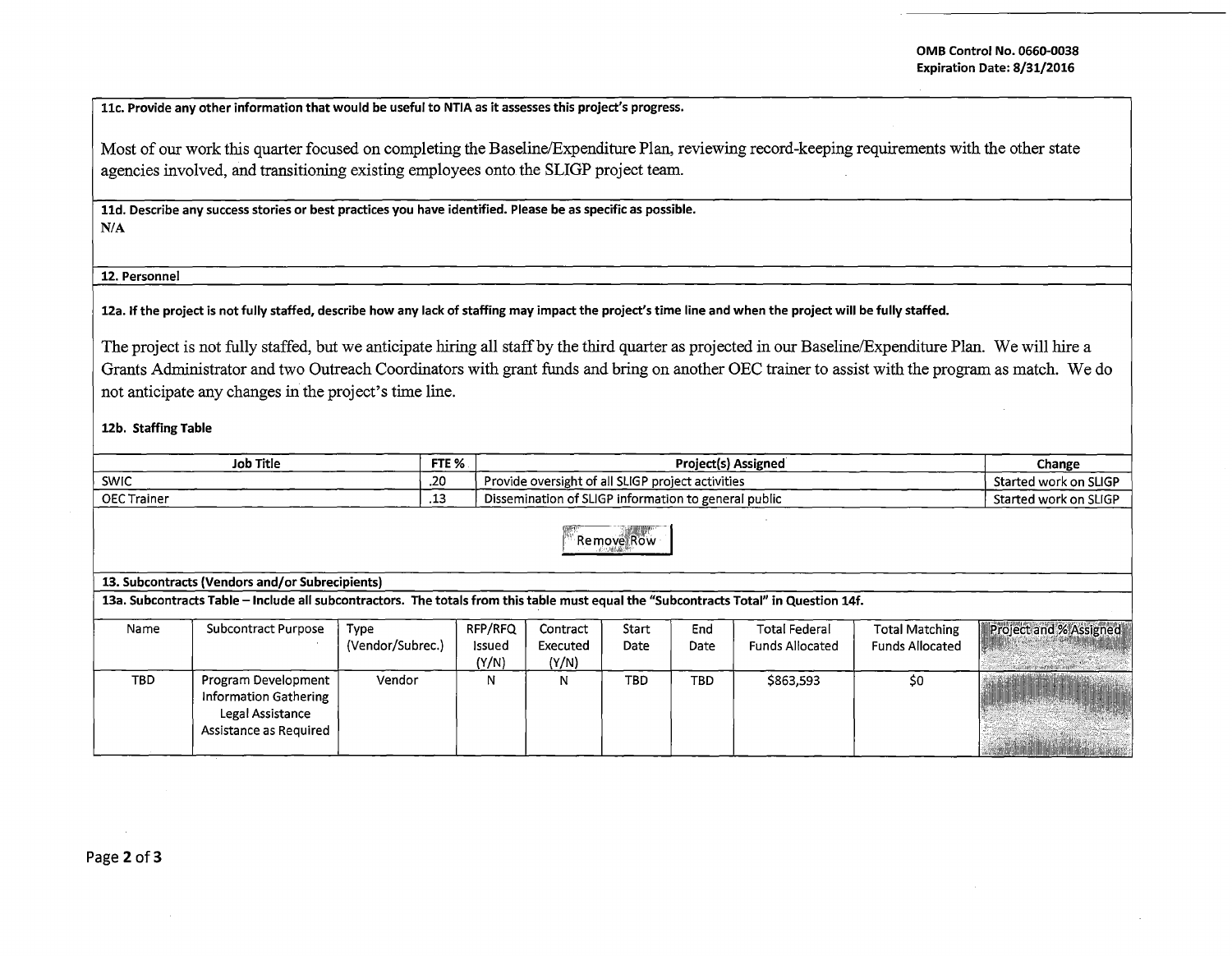**11c. Provide any other information that would be useful to NTIA as it assesses this project's progress.**

Most of our work this quarter focused on completing the Baseline/Expenditure Plan, reviewing record-keeping requirements with the other state agencies involved, and transitioning existing employees onto the SLIGP project team.

**11d. Describe any success stories or best practices you have identified. Please be as specific as possible.**

N/A

**12. Personnel**

**12a. If the project is not fully staffed, describe how any lack of staffing may impact the project's time line and when the project will be fully staffed.**

The project is not fully staffed, but we anticipate hiring all staff by the third quarter as projected in our Baseline/Expenditure Plan. We will hire a Grants Administrator and two Outreach Coordinators with grant funds and bring on another OEC trainer to assist with the program as match. We do not anticipate any changes in the project's time line.

**12b. Staffing Table**

| Job Title | FTE % | Project(s) Assigned | Change |
|---|---|---|---|
| SWIC | .20 | Provide oversight of all SLIGP project activities | Started work on SLIGP |
| OEC Trainer | .13 | Dissemination of SLIGP information to general public | Started work on SLIGP |

**13. Subcontracts (Vendors and/or Subrecipients)**

**13a. Subcontracts Table – Include all subcontractors. The totals from this table must equal the "Subcontracts Total" in Question 14f.**

| Name | Subcontract Purpose | Type (Vendor/Subrec.) | RFP/RFQ Issued (Y/N) | Contract Executed (Y/N) | Start Date | End Date | Total Federal Funds Allocated | Total Matching Funds Allocated | Project and % Assigned |
|---|---|---|---|---|---|---|---|---|---|
| TBD | Program Development<br>Information Gathering<br>Legal Assistance<br>Assistance as Required | Vendor | N | N | TBD | TBD | $863,593 | $0 | |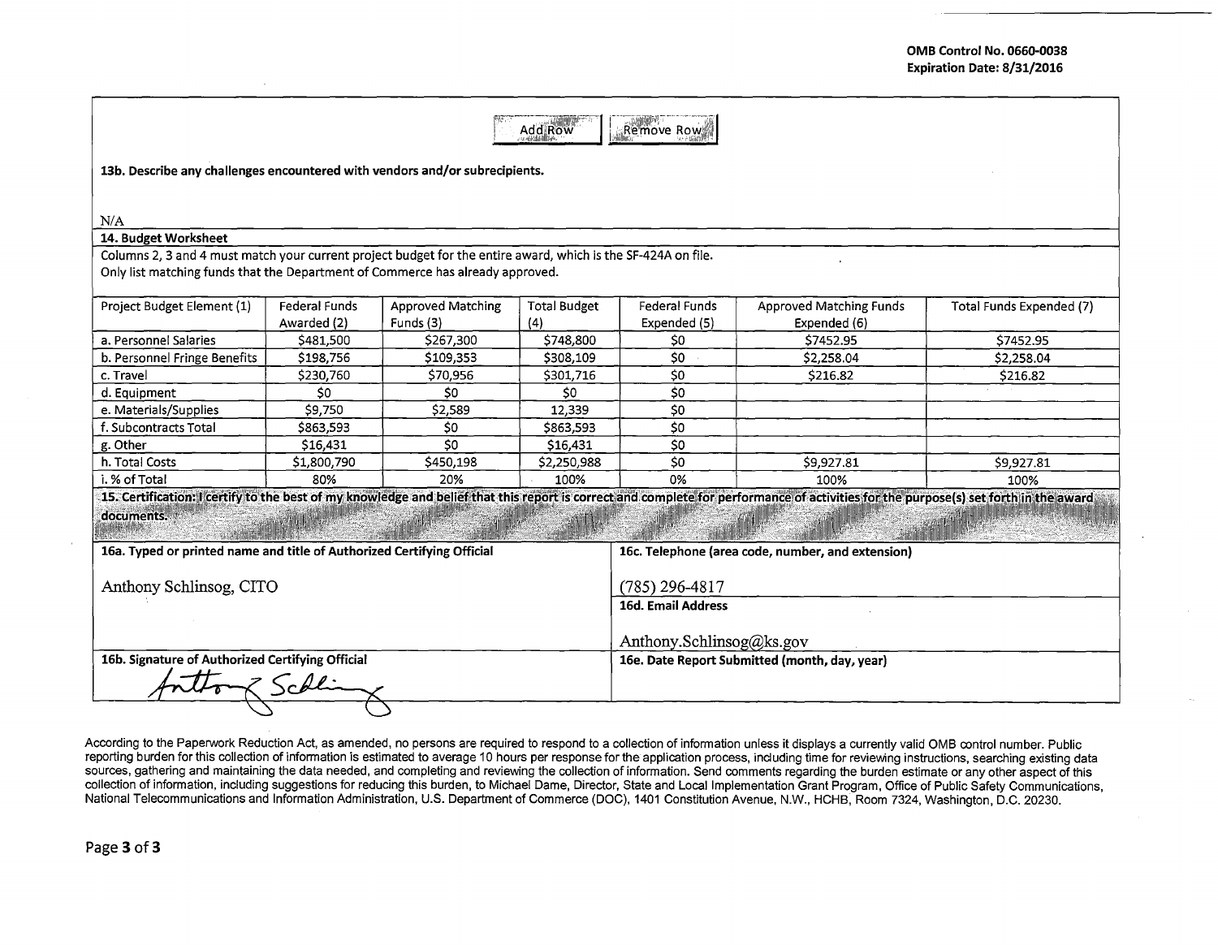OMB Control No. 0660-0038
Expiration Date: 8/31/2016

Add Row | Remove Row

**13b. Describe any challenges encountered with vendors and/or subrecipients.**

N/A

**14. Budget Worksheet**

Columns 2, 3 and 4 must match your current project budget for the entire award, which is the SF-424A on file.
Only list matching funds that the Department of Commerce has already approved.

| Project Budget Element (1) | Federal Funds Awarded (2) | Approved Matching Funds (3) | Total Budget (4) | Federal Funds Expended (5) | Approved Matching Funds Expended (6) | Total Funds Expended (7) |
|---|---|---|---|---|---|---|
| a. Personnel Salaries | $481,500 | $267,300 | $748,800 | $0 | $7452.95 | $7452.95 |
| b. Personnel Fringe Benefits | $198,756 | $109,353 | $308,109 | $0 | $2,258.04 | $2,258.04 |
| c. Travel | $230,760 | $70,956 | $301,716 | $0 | $216.82 | $216.82 |
| d. Equipment | $0 | $0 | $0 | $0 | | |
| e. Materials/Supplies | $9,750 | $2,589 | 12,339 | $0 | | |
| f. Subcontracts Total | $863,593 | $0 | $863,593 | $0 | | |
| g. Other | $16,431 | $0 | $16,431 | $0 | | |
| h. Total Costs | $1,800,790 | $450,198 | $2,250,988 | $0 | $9,927.81 | $9,927.81 |
| i. % of Total | 80% | 20% | 100% | 0% | 100% | 100% |

**15. Certification: I certify to the best of my knowledge and belief that this report is correct and complete for performance of activities for the purpose(s) set forth in the award documents.**

**16a. Typed or printed name and title of Authorized Certifying Official**

Anthony Schlinsog, CITO

**16b. Signature of Authorized Certifying Official**

Anthony Schlinsog

**16c. Telephone (area code, number, and extension)**

(785) 296-4817

**16d. Email Address**

Anthony.Schlinsog@ks.gov

**16e. Date Report Submitted (month, day, year)**

According to the Paperwork Reduction Act, as amended, no persons are required to respond to a collection of information unless it displays a currently valid OMB control number. Public reporting burden for this collection of information is estimated to average 10 hours per response for the application process, including time for reviewing instructions, searching existing data sources, gathering and maintaining the data needed, and completing and reviewing the collection of information. Send comments regarding the burden estimate or any other aspect of this collection of information, including suggestions for reducing this burden, to Michael Dame, Director, State and Local Implementation Grant Program, Office of Public Safety Communications, National Telecommunications and Information Administration, U.S. Department of Commerce (DOC), 1401 Constitution Avenue, N.W., HCHB, Room 7324, Washington, D.C. 20230.